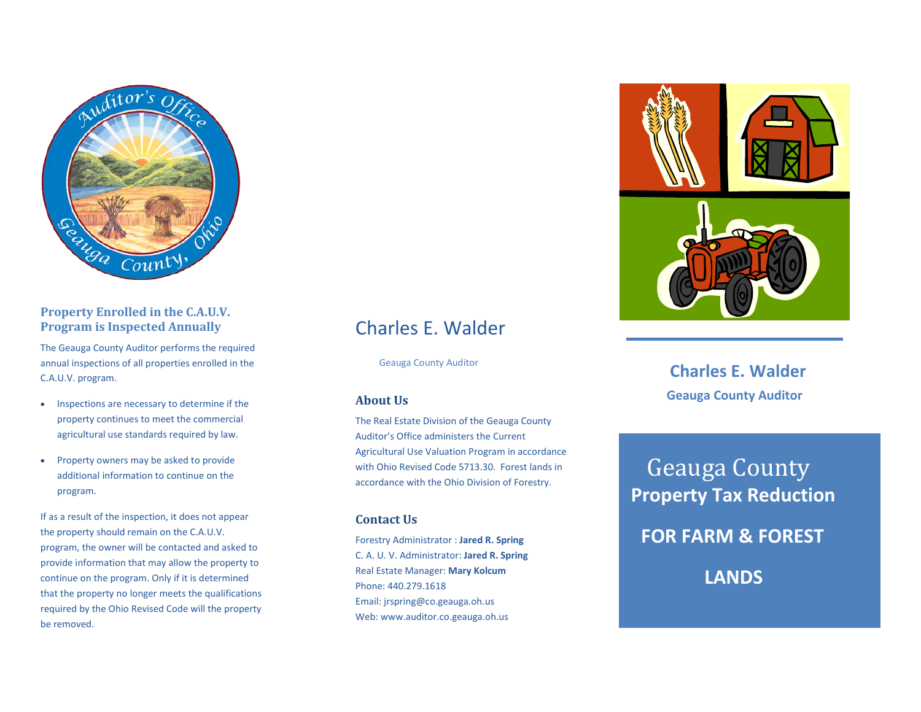## Property Enrolled in the C.A.U.V. Program is Inspected Annually

The Geauga County Auditor performs the required annual inspections of all properties enrolled in the C.A.U.V. program.

- Inspections are necessary to determine if the property continues to meet the commercial agricultural use standards required by law.
- Property owners may be asked to provide additional information to continue on the program.

If as a result of the inspection, it does not appear the property should remain on the C.A.U.V. program, the owner will be contacted and asked to provide information that may allow the property to continue on the program. Only if it is determined that the property no longer meets the qualifications required by the Ohio Revised Code will the property be removed.

# Charles E. Walder

Geauga County Auditor

## About Us

The Real Estate Division of the Geauga County Auditor's Office administers the Current Agricultural Use Valuation Program in accordance with Ohio Revised Code 5713.30. Forest lands in accordance with the Ohio Division of Forestry.

## Contact Us

Forestry Administrator : **Jared R. Spring**
C. A. U. V. Administrator: **Jared R. Spring**
Real Estate Manager: **Mary Kolcum**
Phone: 440.279.1618
Email: jrspring@co.geauga.oh.us
Web: www.auditor.co.geauga.oh.us

**Charles E. Walder**
**Geauga County Auditor**

# Geauga County Property Tax Reduction FOR FARM & FOREST LANDS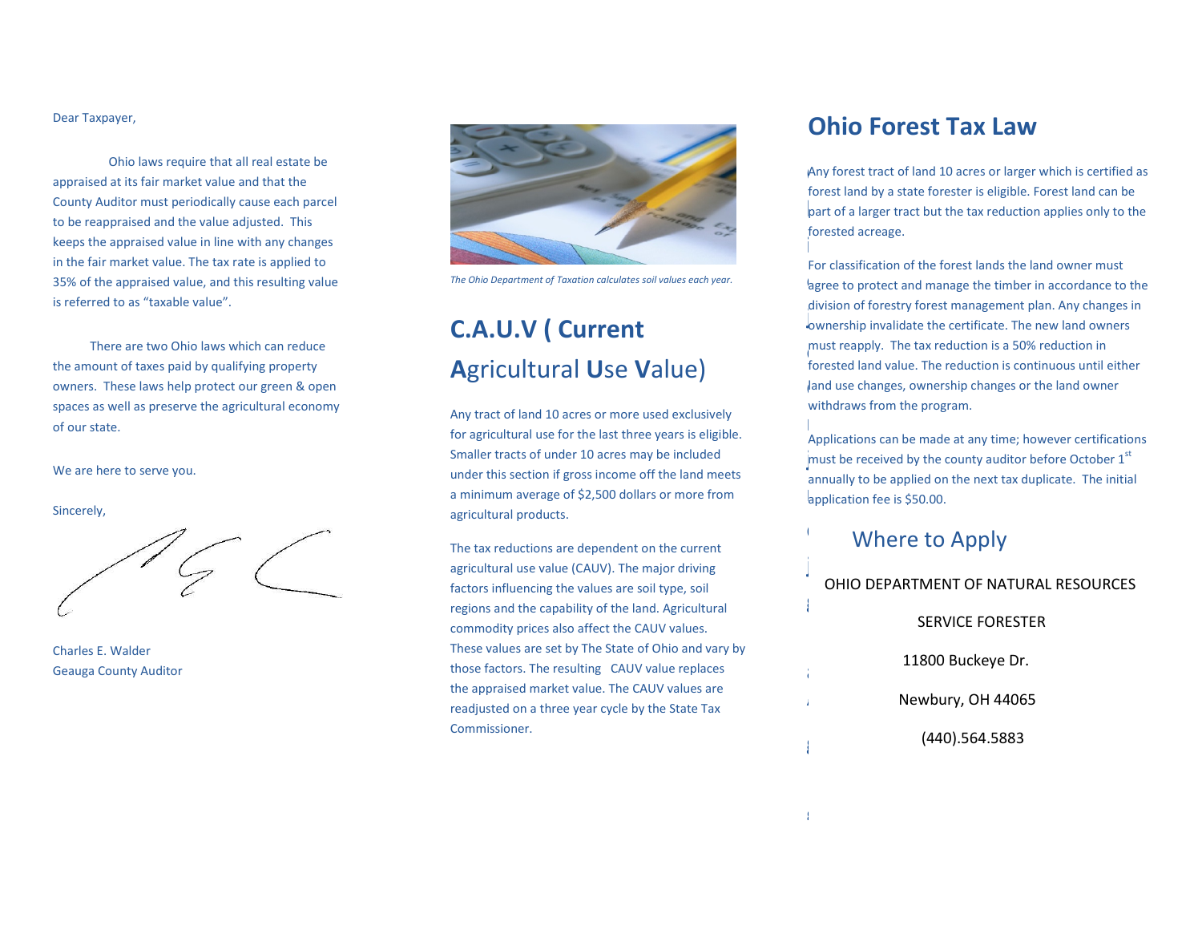Dear Taxpayer,

Ohio laws require that all real estate be appraised at its fair market value and that the County Auditor must periodically cause each parcel to be reappraised and the value adjusted. This keeps the appraised value in line with any changes in the fair market value. The tax rate is applied to 35% of the appraised value, and this resulting value is referred to as "taxable value".

There are two Ohio laws which can reduce the amount of taxes paid by qualifying property owners. These laws help protect our green & open spaces as well as preserve the agricultural economy of our state.

We are here to serve you.

Sincerely,

Charles E. Walder
Geauga County Auditor

*The Ohio Department of Taxation calculates soil values each year.*

## C.A.U.V ( Current Agricultural Use Value)

Any tract of land 10 acres or more used exclusively for agricultural use for the last three years is eligible. Smaller tracts of under 10 acres may be included under this section if gross income off the land meets a minimum average of $2,500 dollars or more from agricultural products.

The tax reductions are dependent on the current agricultural use value (CAUV). The major driving factors influencing the values are soil type, soil regions and the capability of the land. Agricultural commodity prices also affect the CAUV values. These values are set by The State of Ohio and vary by those factors. The resulting CAUV value replaces the appraised market value. The CAUV values are readjusted on a three year cycle by the State Tax Commissioner.

## Ohio Forest Tax Law

Any forest tract of land 10 acres or larger which is certified as forest land by a state forester is eligible. Forest land can be part of a larger tract but the tax reduction applies only to the forested acreage.

For classification of the forest lands the land owner must agree to protect and manage the timber in accordance to the division of forestry forest management plan. Any changes in ownership invalidate the certificate. The new land owners must reapply. The tax reduction is a 50% reduction in forested land value. The reduction is continuous until either land use changes, ownership changes or the land owner withdraws from the program.

Applications can be made at any time; however certifications must be received by the county auditor before October 1st annually to be applied on the next tax duplicate. The initial application fee is $50.00.

### Where to Apply

OHIO DEPARTMENT OF NATURAL RESOURCES

SERVICE FORESTER

11800 Buckeye Dr.

Newbury, OH 44065

(440).564.5883